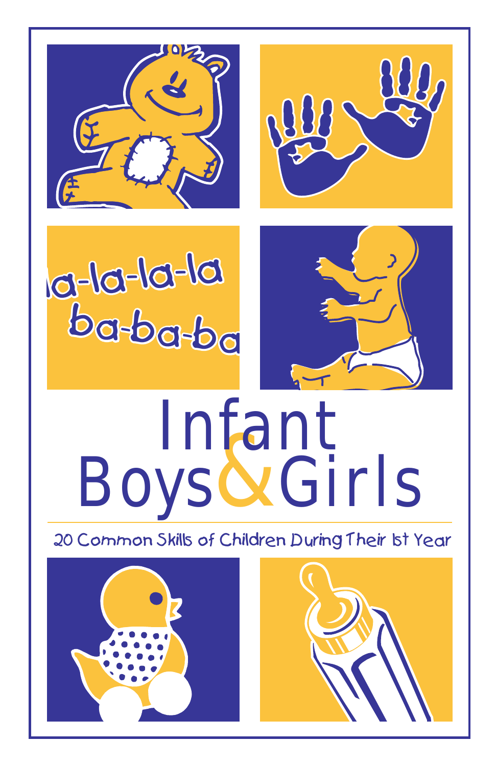# Infant Boys & Girls

20 Common Skills of Children During Their 1st Year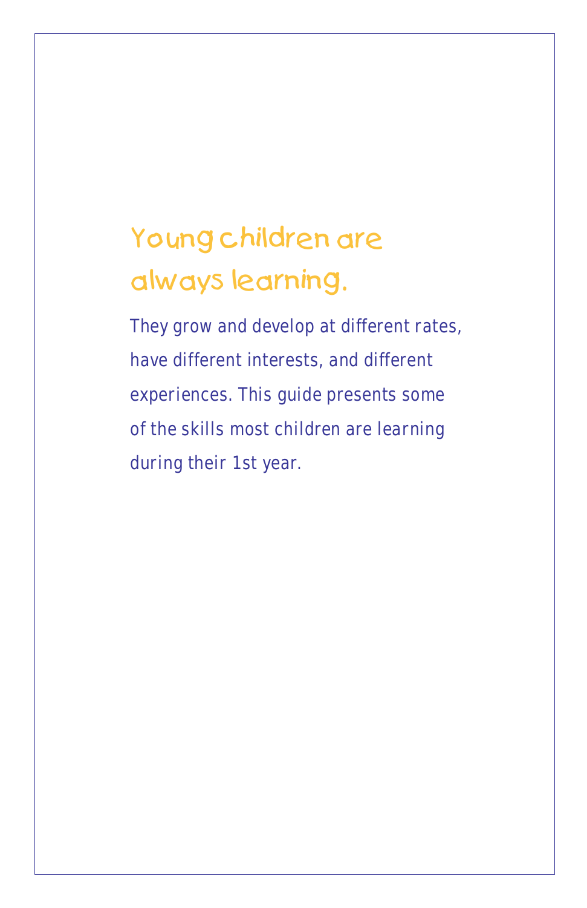## Young children are always learning.

They grow and develop at different rates, have different interests, and different experiences. This guide presents some of the skills most children are learning during their 1st year.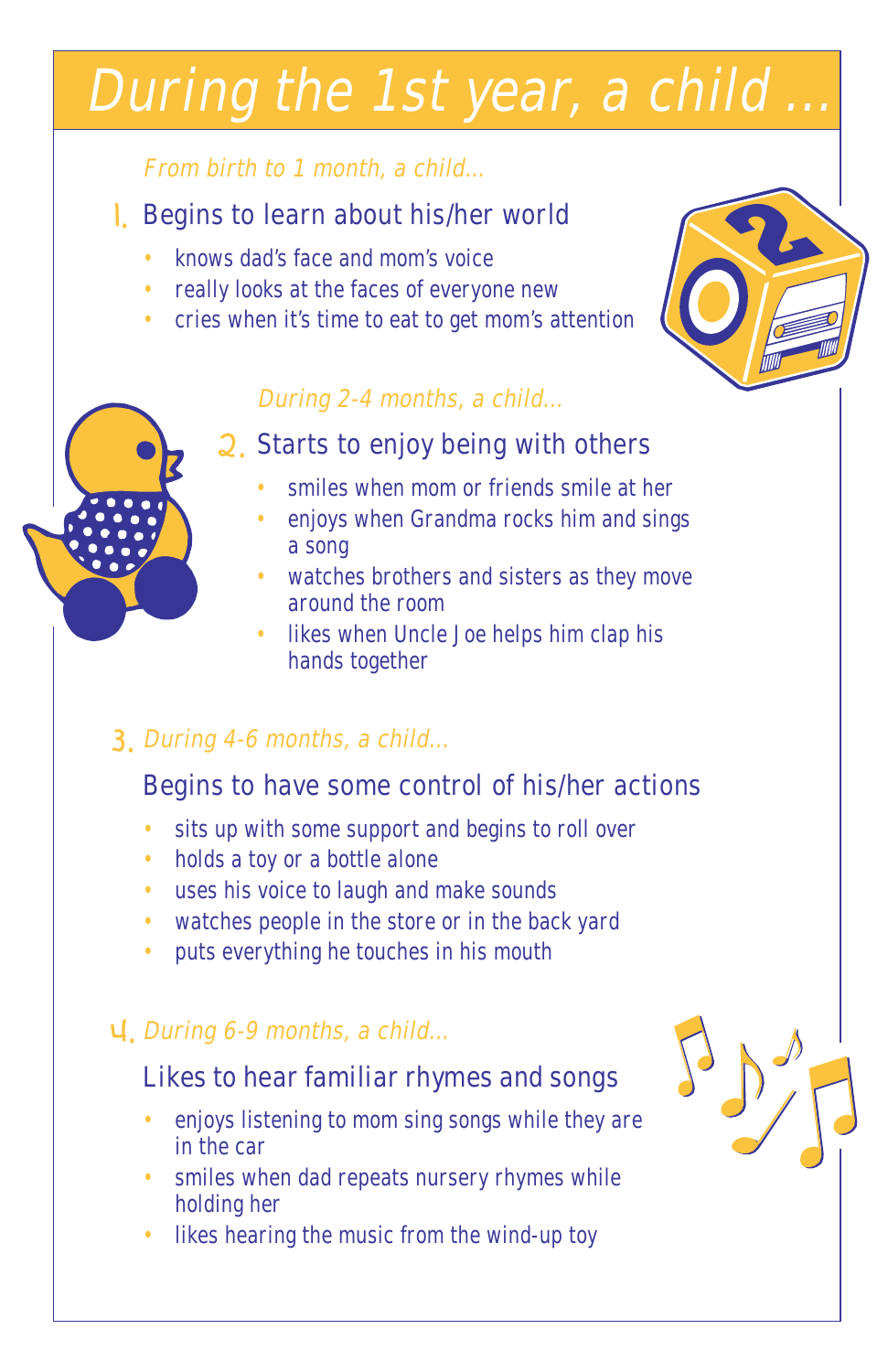# During the 1st year, a child ...

*From birth to 1 month, a child...*

## 1. Begins to learn about his/her world

- knows dad's face and mom's voice
- really looks at the faces of everyone new
- cries when it's time to eat to get mom's attention

*During 2-4 months, a child...*

## 2. Starts to enjoy being with others

- smiles when mom or friends smile at her
- enjoys when Grandma rocks him and sings a song
- watches brothers and sisters as they move around the room
- likes when Uncle Joe helps him clap his hands together

## 3. *During 4-6 months, a child...*

Begins to have some control of his/her actions

- sits up with some support and begins to roll over
- holds a toy or a bottle alone
- uses his voice to laugh and make sounds
- watches people in the store or in the back yard
- puts everything he touches in his mouth

## 4. *During 6-9 months, a child...*

Likes to hear familiar rhymes and songs

- enjoys listening to mom sing songs while they are in the car
- smiles when dad repeats nursery rhymes while holding her
- likes hearing the music from the wind-up toy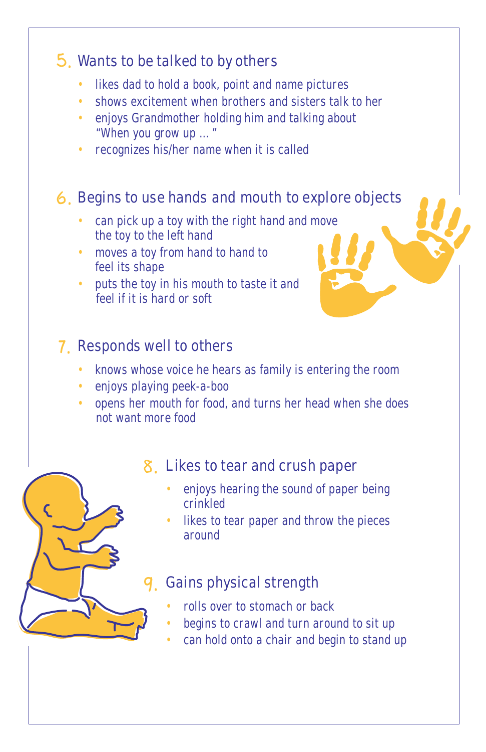## 5. Wants to be talked to by others

- likes dad to hold a book, point and name pictures
- shows excitement when brothers and sisters talk to her
- enjoys Grandmother holding him and talking about "When you grow up ... "
- recognizes his/her name when it is called

## 6. Begins to use hands and mouth to explore objects

- can pick up a toy with the right hand and move the toy to the left hand
- moves a toy from hand to hand to feel its shape
- puts the toy in his mouth to taste it and feel if it is hard or soft

## 7. Responds well to others

- knows whose voice he hears as family is entering the room
- enjoys playing peek-a-boo
- opens her mouth for food, and turns her head when she does not want more food

## 8. Likes to tear and crush paper

- enjoys hearing the sound of paper being crinkled
- likes to tear paper and throw the pieces around

## 9. Gains physical strength

- rolls over to stomach or back
- begins to crawl and turn around to sit up
- can hold onto a chair and begin to stand up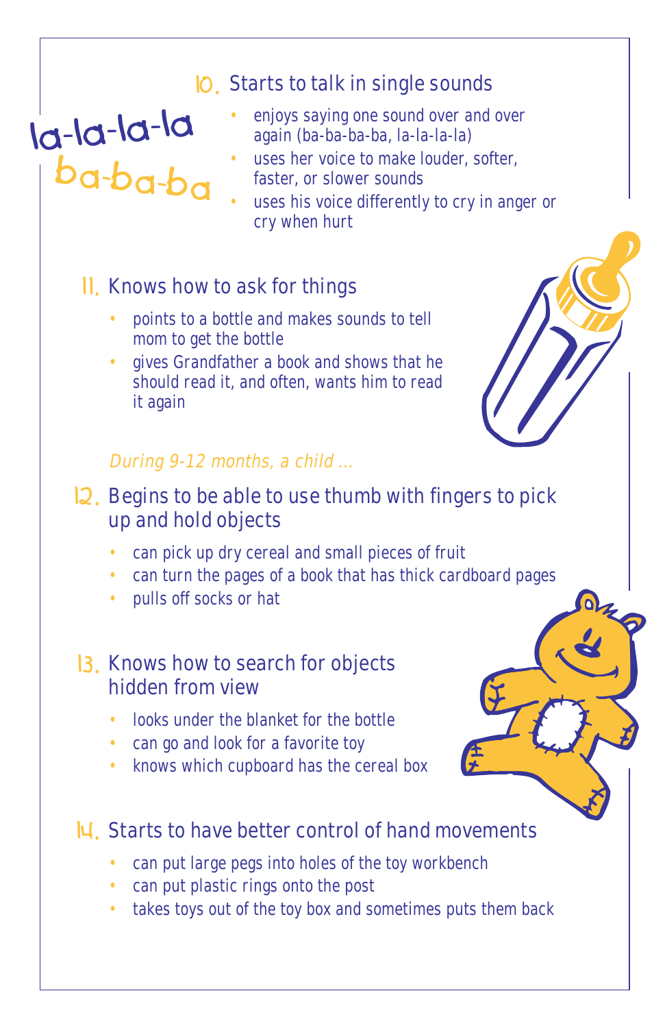la-la-la-la
ba-ba-ba

## 10. Starts to talk in single sounds

- enjoys saying one sound over and over again (ba-ba-ba-ba, la-la-la-la)
- uses her voice to make louder, softer, faster, or slower sounds
- uses his voice differently to cry in anger or cry when hurt

## 11. Knows how to ask for things

- points to a bottle and makes sounds to tell mom to get the bottle
- gives Grandfather a book and shows that he should read it, and often, wants him to read it again

*During 9-12 months, a child ...*

## 12. Begins to be able to use thumb with fingers to pick up and hold objects

- can pick up dry cereal and small pieces of fruit
- can turn the pages of a book that has thick cardboard pages
- pulls off socks or hat

## 13. Knows how to search for objects hidden from view

- looks under the blanket for the bottle
- can go and look for a favorite toy
- knows which cupboard has the cereal box

## 14. Starts to have better control of hand movements

- can put large pegs into holes of the toy workbench
- can put plastic rings onto the post
- takes toys out of the toy box and sometimes puts them back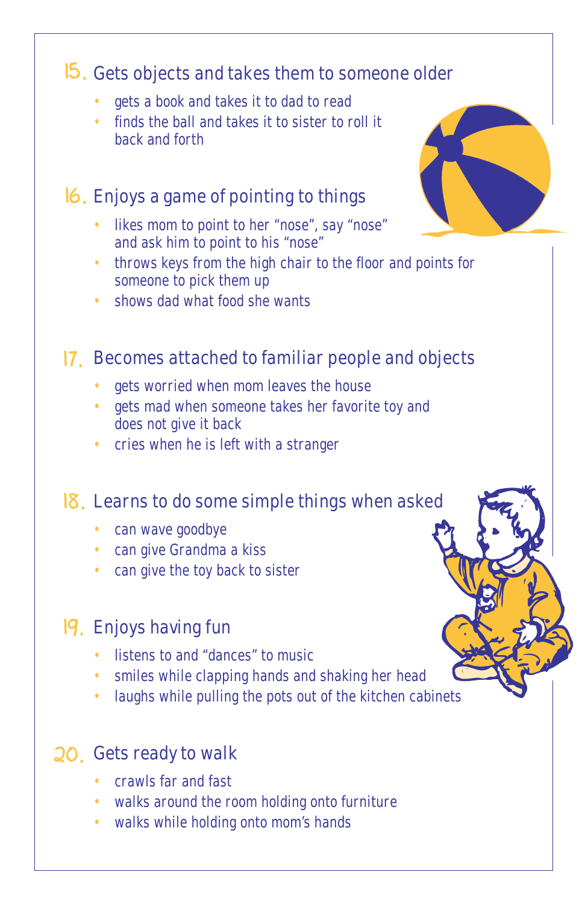## 15. Gets objects and takes them to someone older

- gets a book and takes it to dad to read
- finds the ball and takes it to sister to roll it back and forth

## 16. Enjoys a game of pointing to things

- likes mom to point to her “nose”, say “nose” and ask him to point to his “nose”
- throws keys from the high chair to the floor and points for someone to pick them up
- shows dad what food she wants

## 17. Becomes attached to familiar people and objects

- gets worried when mom leaves the house
- gets mad when someone takes her favorite toy and does not give it back
- cries when he is left with a stranger

## 18. Learns to do some simple things when asked

- can wave goodbye
- can give Grandma a kiss
- can give the toy back to sister

## 19. Enjoys having fun

- listens to and “dances” to music
- smiles while clapping hands and shaking her head
- laughs while pulling the pots out of the kitchen cabinets

## 20. Gets ready to walk

- crawls far and fast
- walks around the room holding onto furniture
- walks while holding onto mom’s hands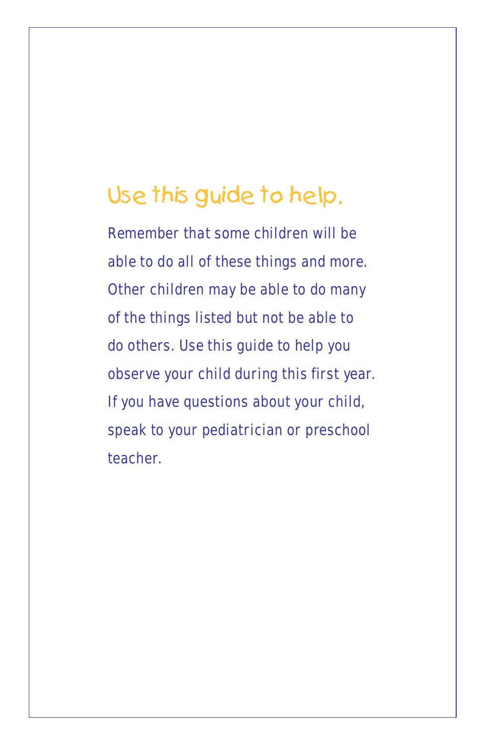## Use this guide to help.

Remember that some children will be able to do all of these things and more. Other children may be able to do many of the things listed but not be able to do others. Use this guide to help you observe your child during this first year. If you have questions about your child, speak to your pediatrician or preschool teacher.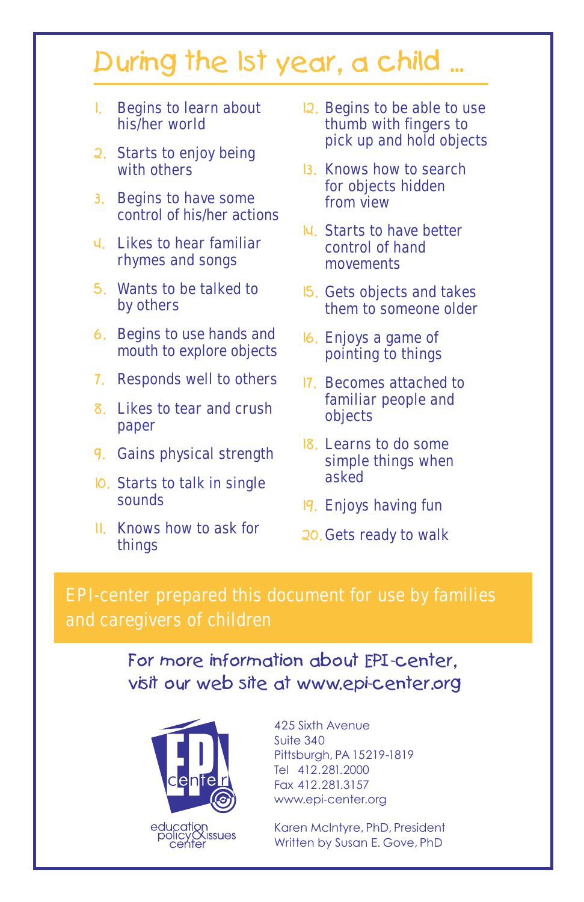# During the 1st year, a child ...

1. Begins to learn about his/her world
2. Starts to enjoy being with others
3. Begins to have some control of his/her actions
4. Likes to hear familiar rhymes and songs
5. Wants to be talked to by others
6. Begins to use hands and mouth to explore objects
7. Responds well to others
8. Likes to tear and crush paper
9. Gains physical strength
10. Starts to talk in single sounds
11. Knows how to ask for things
12. Begins to be able to use thumb with fingers to pick up and hold objects
13. Knows how to search for objects hidden from view
14. Starts to have better control of hand movements
15. Gets objects and takes them to someone older
16. Enjoys a game of pointing to things
17. Becomes attached to familiar people and objects
18. Learns to do some simple things when asked
19. Enjoys having fun
20. Gets ready to walk

EPI-center prepared this document for use by families and caregivers of children

For more information about EPI-center, visit our web site at www.epi-center.org

EPI center
education policy & issues center

425 Sixth Avenue
Suite 340
Pittsburgh, PA 15219-1819
Tel 412.281.2000
Fax 412.281.3157
www.epi-center.org

Karen McIntyre, PhD, President
Written by Susan E. Gove, PhD